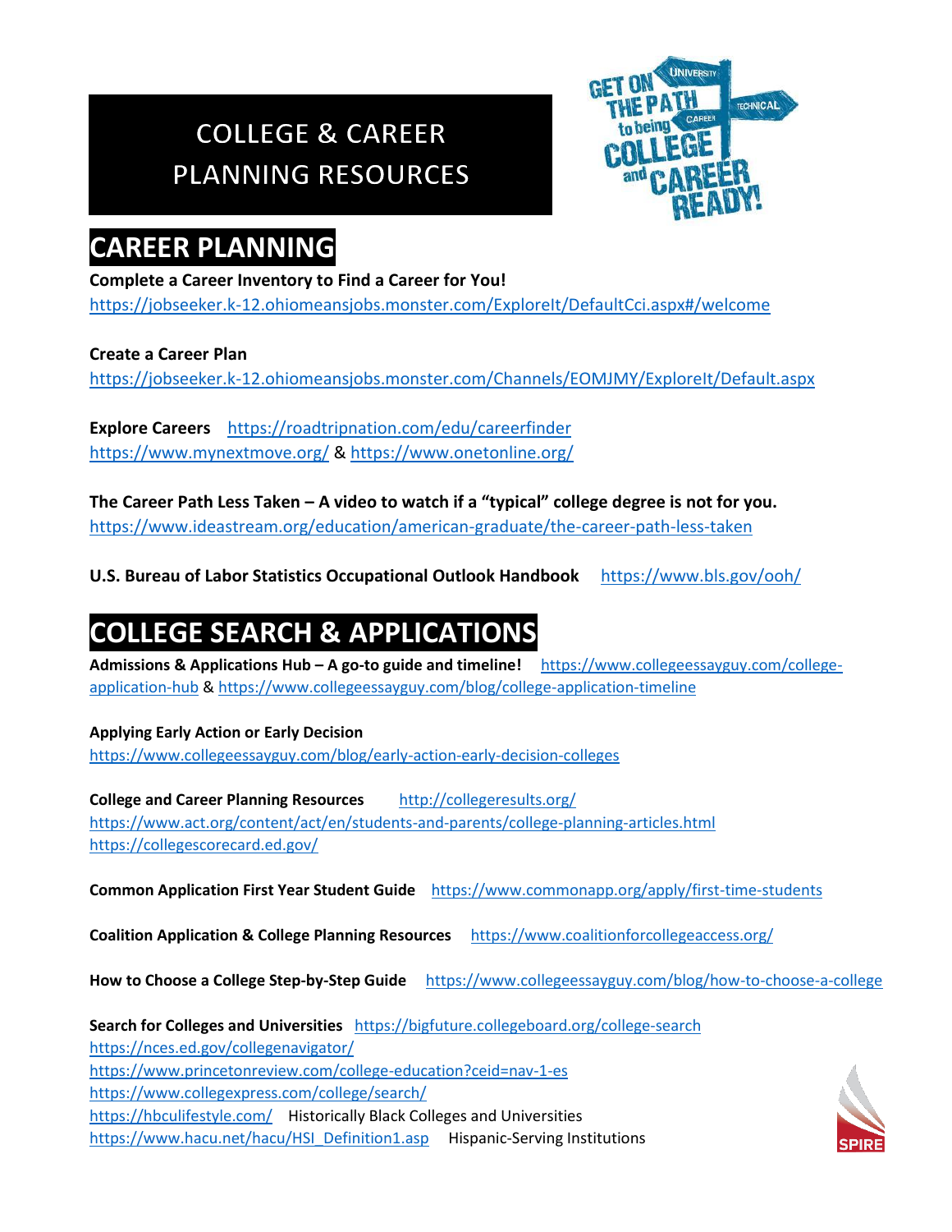# COLLEGE & CAREER PLANNING RESOURCES

## CAREER PLANNING

**Complete a Career Inventory to Find a Career for You!**
https://jobseeker.k-12.ohiomeansjobs.monster.com/ExploreIt/DefaultCci.aspx#/welcome

**Create a Career Plan**
https://jobseeker.k-12.ohiomeansjobs.monster.com/Channels/EOMJMY/ExploreIt/Default.aspx

**Explore Careers** https://roadtripnation.com/edu/careerfinder
https://www.mynextmove.org/ & https://www.onetonline.org/

**The Career Path Less Taken – A video to watch if a "typical" college degree is not for you.**
https://www.ideastream.org/education/american-graduate/the-career-path-less-taken

**U.S. Bureau of Labor Statistics Occupational Outlook Handbook** https://www.bls.gov/ooh/

## COLLEGE SEARCH & APPLICATIONS

**Admissions & Applications Hub – A go-to guide and timeline!** https://www.collegeessayguy.com/college-application-hub & https://www.collegeessayguy.com/blog/college-application-timeline

**Applying Early Action or Early Decision**
https://www.collegeessayguy.com/blog/early-action-early-decision-colleges

**College and Career Planning Resources** http://collegeresults.org/
https://www.act.org/content/act/en/students-and-parents/college-planning-articles.html
https://collegescorecard.ed.gov/

**Common Application First Year Student Guide** https://www.commonapp.org/apply/first-time-students

**Coalition Application & College Planning Resources** https://www.coalitionforcollegeaccess.org/

**How to Choose a College Step-by-Step Guide** https://www.collegeessayguy.com/blog/how-to-choose-a-college

**Search for Colleges and Universities** https://bigfuture.collegeboard.org/college-search
https://nces.ed.gov/collegenavigator/
https://www.princetonreview.com/college-education?ceid=nav-1-es
https://www.collegexpress.com/college/search/
https://hbculifestyle.com/ Historically Black Colleges and Universities
https://www.hacu.net/hacu/HSI_Definition1.asp Hispanic-Serving Institutions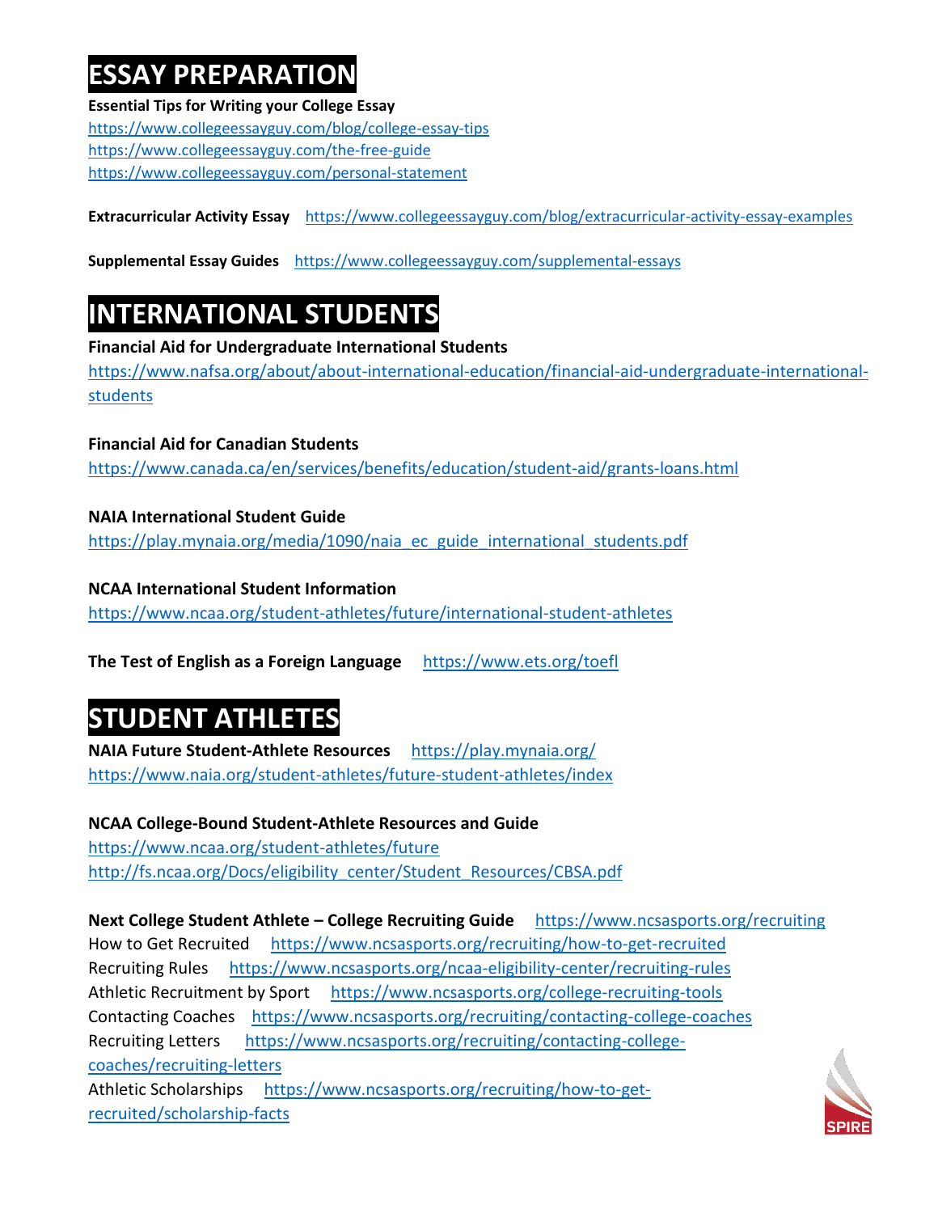# ESSAY PREPARATION

**Essential Tips for Writing your College Essay**
https://www.collegeessayguy.com/blog/college-essay-tips
https://www.collegeessayguy.com/the-free-guide
https://www.collegeessayguy.com/personal-statement

**Extracurricular Activity Essay** https://www.collegeessayguy.com/blog/extracurricular-activity-essay-examples

**Supplemental Essay Guides** https://www.collegeessayguy.com/supplemental-essays

# INTERNATIONAL STUDENTS

**Financial Aid for Undergraduate International Students**
https://www.nafsa.org/about/about-international-education/financial-aid-undergraduate-international-students

**Financial Aid for Canadian Students**
https://www.canada.ca/en/services/benefits/education/student-aid/grants-loans.html

**NAIA International Student Guide**
https://play.mynaia.org/media/1090/naia_ec_guide_international_students.pdf

**NCAA International Student Information**
https://www.ncaa.org/student-athletes/future/international-student-athletes

**The Test of English as a Foreign Language** https://www.ets.org/toefl

# STUDENT ATHLETES

**NAIA Future Student-Athlete Resources** https://play.mynaia.org/
https://www.naia.org/student-athletes/future-student-athletes/index

**NCAA College-Bound Student-Athlete Resources and Guide**
https://www.ncaa.org/student-athletes/future
http://fs.ncaa.org/Docs/eligibility_center/Student_Resources/CBSA.pdf

**Next College Student Athlete – College Recruiting Guide** https://www.ncsasports.org/recruiting
How to Get Recruited https://www.ncsasports.org/recruiting/how-to-get-recruited
Recruiting Rules https://www.ncsasports.org/ncaa-eligibility-center/recruiting-rules
Athletic Recruitment by Sport https://www.ncsasports.org/college-recruiting-tools
Contacting Coaches https://www.ncsasports.org/recruiting/contacting-college-coaches
Recruiting Letters https://www.ncsasports.org/recruiting/contacting-college-coaches/recruiting-letters
Athletic Scholarships https://www.ncsasports.org/recruiting/how-to-get-recruited/scholarship-facts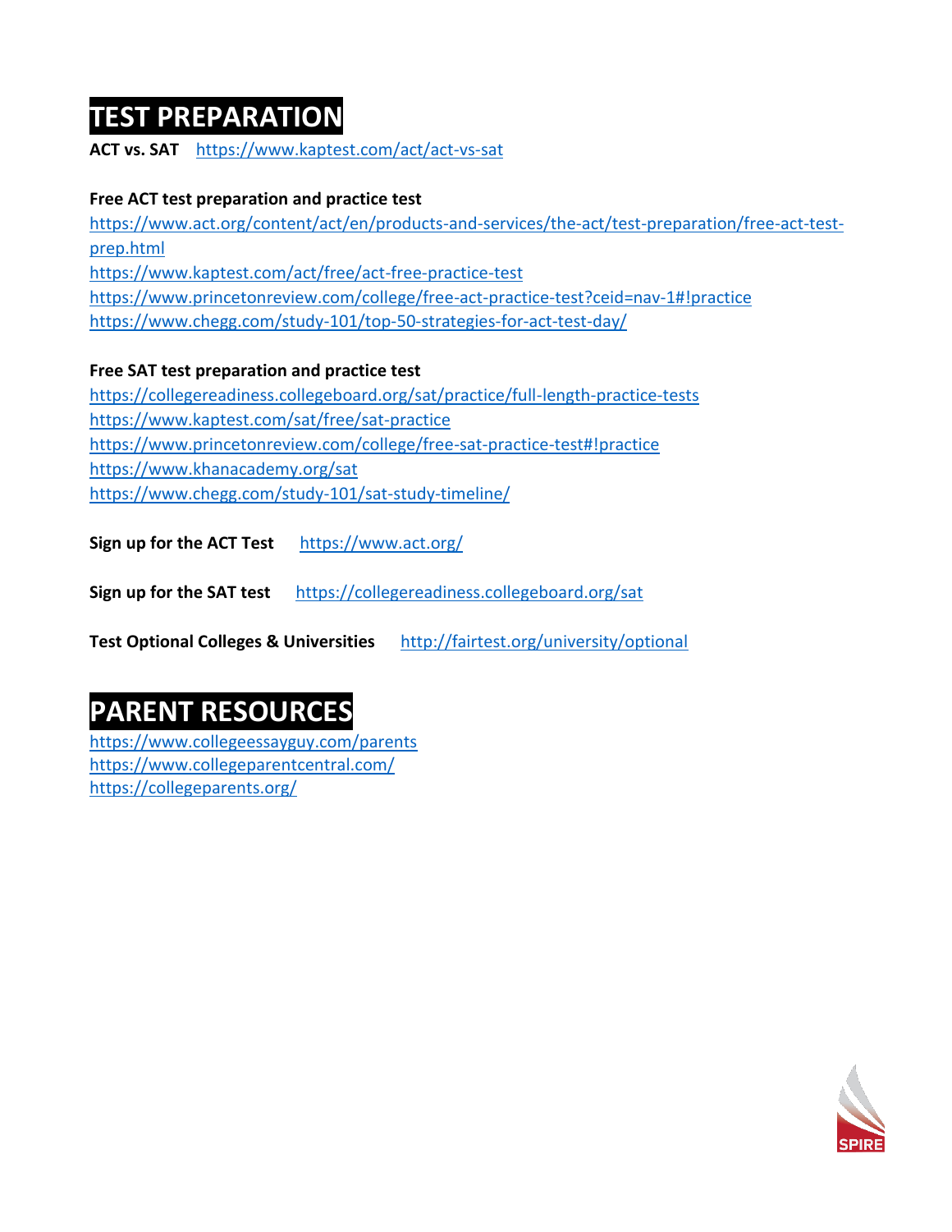# TEST PREPARATION

**ACT vs. SAT** https://www.kaptest.com/act/act-vs-sat

**Free ACT test preparation and practice test**

https://www.act.org/content/act/en/products-and-services/the-act/test-preparation/free-act-test-prep.html
https://www.kaptest.com/act/free/act-free-practice-test
https://www.princetonreview.com/college/free-act-practice-test?ceid=nav-1#!practice
https://www.chegg.com/study-101/top-50-strategies-for-act-test-day/

**Free SAT test preparation and practice test**

https://collegereadiness.collegeboard.org/sat/practice/full-length-practice-tests
https://www.kaptest.com/sat/free/sat-practice
https://www.princetonreview.com/college/free-sat-practice-test#!practice
https://www.khanacademy.org/sat
https://www.chegg.com/study-101/sat-study-timeline/

**Sign up for the ACT Test** https://www.act.org/

**Sign up for the SAT test** https://collegereadiness.collegeboard.org/sat

**Test Optional Colleges & Universities** http://fairtest.org/university/optional

# PARENT RESOURCES

https://www.collegeessayguy.com/parents
https://www.collegeparentcentral.com/
https://collegeparents.org/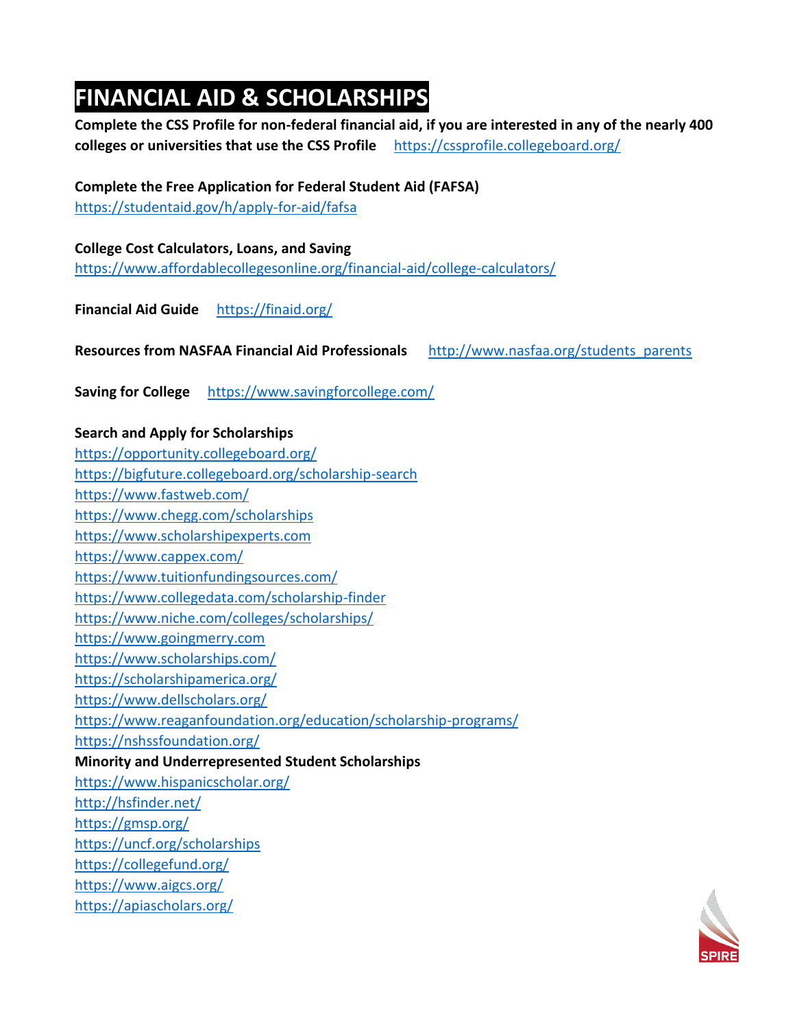# FINANCIAL AID & SCHOLARSHIPS

**Complete the CSS Profile for non-federal financial aid, if you are interested in any of the nearly 400 colleges or universities that use the CSS Profile** https://cssprofile.collegeboard.org/

**Complete the Free Application for Federal Student Aid (FAFSA)**
https://studentaid.gov/h/apply-for-aid/fafsa

**College Cost Calculators, Loans, and Saving**
https://www.affordablecollegesonline.org/financial-aid/college-calculators/

**Financial Aid Guide** https://finaid.org/

**Resources from NASFAA Financial Aid Professionals** http://www.nasfaa.org/students_parents

**Saving for College** https://www.savingforcollege.com/

**Search and Apply for Scholarships**
https://opportunity.collegeboard.org/
https://bigfuture.collegeboard.org/scholarship-search
https://www.fastweb.com/
https://www.chegg.com/scholarships
https://www.scholarshipexperts.com
https://www.cappex.com/
https://www.tuitionfundingsources.com/
https://www.collegedata.com/scholarship-finder
https://www.niche.com/colleges/scholarships/
https://www.goingmerry.com
https://www.scholarships.com/
https://scholarshipamerica.org/
https://www.dellscholars.org/
https://www.reaganfoundation.org/education/scholarship-programs/
https://nshssfoundation.org/

**Minority and Underrepresented Student Scholarships**
https://www.hispanicscholar.org/
http://hsfinder.net/
https://gmsp.org/
https://uncf.org/scholarships
https://collegefund.org/
https://www.aigcs.org/
https://apiascholars.org/